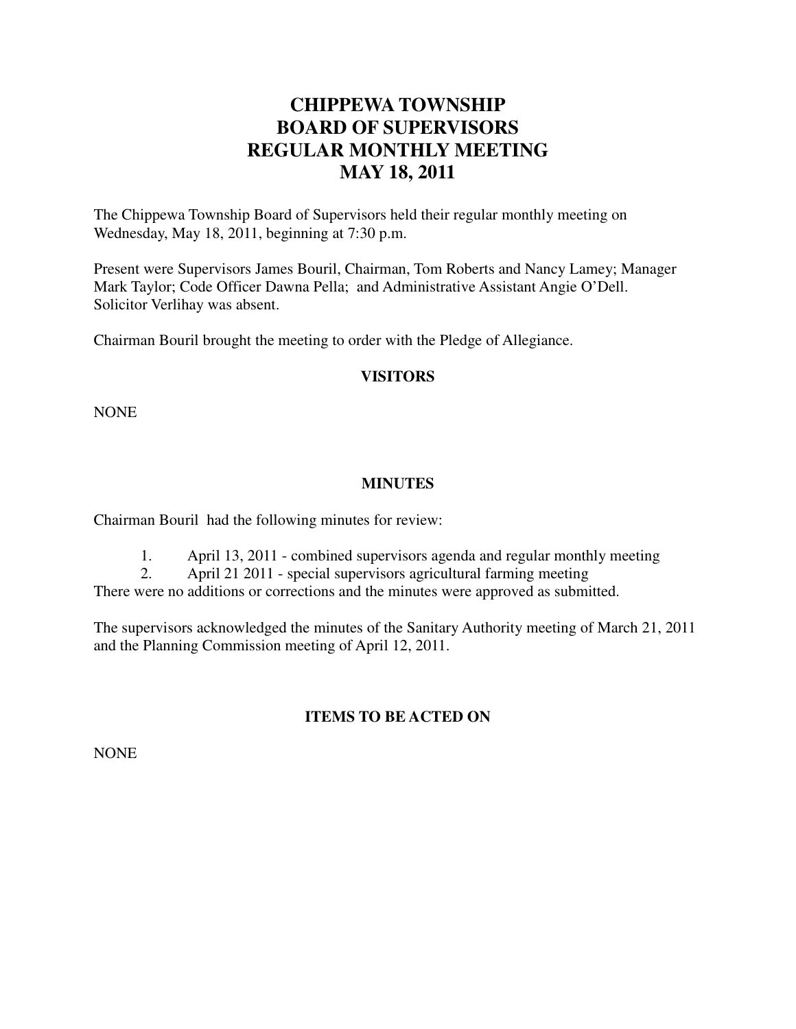# CHIPPEWA TOWNSHIP
# BOARD OF SUPERVISORS
# REGULAR MONTHLY MEETING
# MAY 18, 2011

The Chippewa Township Board of Supervisors held their regular monthly meeting on Wednesday, May 18, 2011, beginning at 7:30 p.m.

Present were Supervisors James Bouril, Chairman, Tom Roberts and Nancy Lamey; Manager Mark Taylor; Code Officer Dawna Pella; and Administrative Assistant Angie O'Dell. Solicitor Verlihay was absent.

Chairman Bouril brought the meeting to order with the Pledge of Allegiance.

## VISITORS

NONE

## MINUTES

Chairman Bouril had the following minutes for review:

1. April 13, 2011 - combined supervisors agenda and regular monthly meeting
2. April 21 2011 - special supervisors agricultural farming meeting

There were no additions or corrections and the minutes were approved as submitted.

The supervisors acknowledged the minutes of the Sanitary Authority meeting of March 21, 2011 and the Planning Commission meeting of April 12, 2011.

## ITEMS TO BE ACTED ON

NONE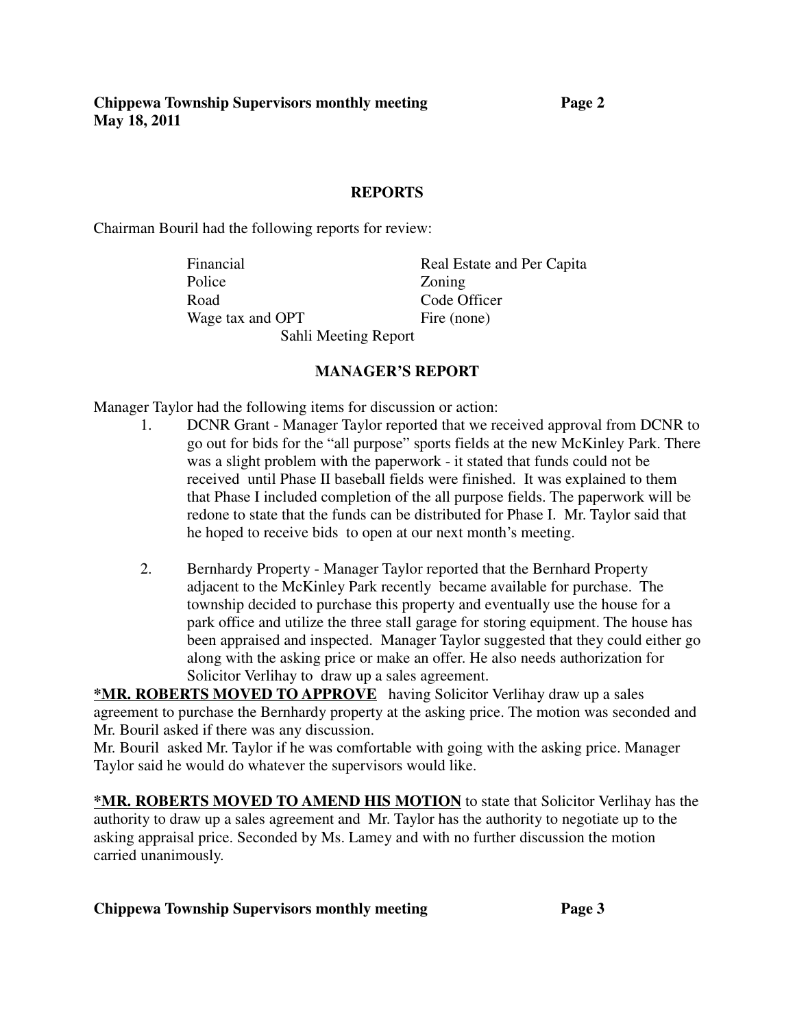## REPORTS

Chairman Bouril had the following reports for review:

| | |
|---|---|
| Financial | Real Estate and Per Capita |
| Police | Zoning |
| Road | Code Officer |
| Wage tax and OPT | Fire (none) |
| Sahli Meeting Report | |

## MANAGER'S REPORT

Manager Taylor had the following items for discussion or action:

1. DCNR Grant - Manager Taylor reported that we received approval from DCNR to go out for bids for the "all purpose" sports fields at the new McKinley Park. There was a slight problem with the paperwork - it stated that funds could not be received until Phase II baseball fields were finished. It was explained to them that Phase I included completion of the all purpose fields. The paperwork will be redone to state that the funds can be distributed for Phase I. Mr. Taylor said that he hoped to receive bids to open at our next month's meeting.

2. Bernhardy Property - Manager Taylor reported that the Bernhard Property adjacent to the McKinley Park recently became available for purchase. The township decided to purchase this property and eventually use the house for a park office and utilize the three stall garage for storing equipment. The house has been appraised and inspected. Manager Taylor suggested that they could either go along with the asking price or make an offer. He also needs authorization for Solicitor Verlihay to draw up a sales agreement.

***MR. ROBERTS MOVED TO APPROVE** having Solicitor Verlihay draw up a sales agreement to purchase the Bernhardy property at the asking price. The motion was seconded and Mr. Bouril asked if there was any discussion.

Mr. Bouril asked Mr. Taylor if he was comfortable with going with the asking price. Manager Taylor said he would do whatever the supervisors would like.

***MR. ROBERTS MOVED TO AMEND HIS MOTION** to state that Solicitor Verlihay has the authority to draw up a sales agreement and Mr. Taylor has the authority to negotiate up to the asking appraisal price. Seconded by Ms. Lamey and with no further discussion the motion carried unanimously.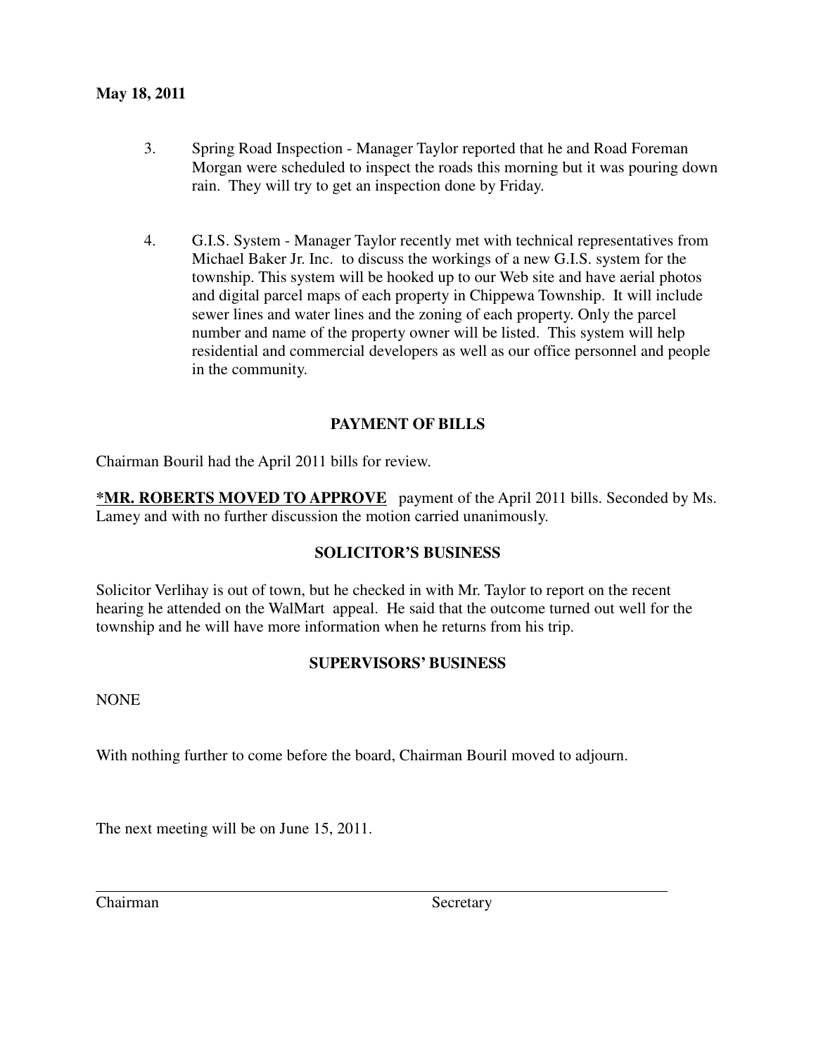**May 18, 2011**

3. Spring Road Inspection - Manager Taylor reported that he and Road Foreman Morgan were scheduled to inspect the roads this morning but it was pouring down rain. They will try to get an inspection done by Friday.

4. G.I.S. System - Manager Taylor recently met with technical representatives from Michael Baker Jr. Inc. to discuss the workings of a new G.I.S. system for the township. This system will be hooked up to our Web site and have aerial photos and digital parcel maps of each property in Chippewa Township. It will include sewer lines and water lines and the zoning of each property. Only the parcel number and name of the property owner will be listed. This system will help residential and commercial developers as well as our office personnel and people in the community.

## PAYMENT OF BILLS

Chairman Bouril had the April 2011 bills for review.

**<u>*MR. ROBERTS MOVED TO APPROVE</u>** payment of the April 2011 bills. Seconded by Ms. Lamey and with no further discussion the motion carried unanimously.

## SOLICITOR'S BUSINESS

Solicitor Verlihay is out of town, but he checked in with Mr. Taylor to report on the recent hearing he attended on the WalMart appeal. He said that the outcome turned out well for the township and he will have more information when he returns from his trip.

## SUPERVISORS' BUSINESS

NONE

With nothing further to come before the board, Chairman Bouril moved to adjourn.

The next meeting will be on June 15, 2011.

Chairman Secretary